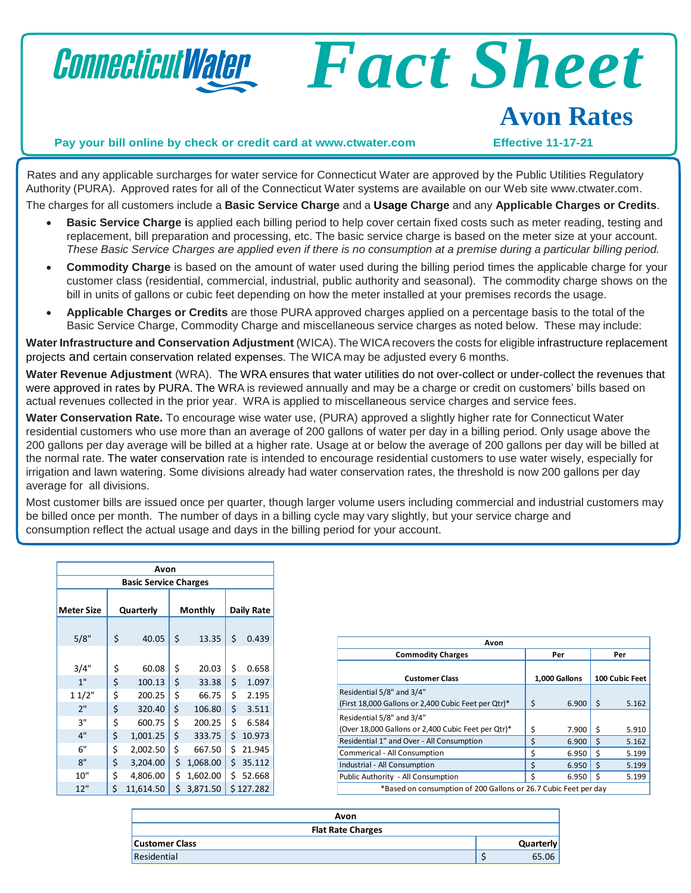# Connecticut Water Fact Sheet

## Avon Rates

**Pay your bill online by check or credit card at www.ctwater.com** **Effective 11-17-21**

Rates and any applicable surcharges for water service for Connecticut Water are approved by the Public Utilities Regulatory Authority (PURA). Approved rates for all of the Connecticut Water systems are available on our Web site www.ctwater.com.

The charges for all customers include a **Basic Service Charge** and a **Usage Charge** and any **Applicable Charges or Credits**.

- **Basic Service Charge i**s applied each billing period to help cover certain fixed costs such as meter reading, testing and replacement, bill preparation and processing, etc. The basic service charge is based on the meter size at your account. *These Basic Service Charges are applied even if there is no consumption at a premise during a particular billing period.*
- **Commodity Charge** is based on the amount of water used during the billing period times the applicable charge for your customer class (residential, commercial, industrial, public authority and seasonal). The commodity charge shows on the bill in units of gallons or cubic feet depending on how the meter installed at your premises records the usage.
- **Applicable Charges or Credits** are those PURA approved charges applied on a percentage basis to the total of the Basic Service Charge, Commodity Charge and miscellaneous service charges as noted below. These may include:

**Water Infrastructure and Conservation Adjustment** (WICA). The WICA recovers the costs for eligible infrastructure replacement projects and certain conservation related expenses. The WICA may be adjusted every 6 months.

**Water Revenue Adjustment** (WRA). The WRA ensures that water utilities do not over-collect or under-collect the revenues that were approved in rates by PURA. The WRA is reviewed annually and may be a charge or credit on customers' bills based on actual revenues collected in the prior year. WRA is applied to miscellaneous service charges and service fees.

**Water Conservation Rate.** To encourage wise water use, (PURA) approved a slightly higher rate for Connecticut Water residential customers who use more than an average of 200 gallons of water per day in a billing period. Only usage above the 200 gallons per day average will be billed at a higher rate. Usage at or below the average of 200 gallons per day will be billed at the normal rate. The water conservation rate is intended to encourage residential customers to use water wisely, especially for irrigation and lawn watering. Some divisions already had water conservation rates, the threshold is now 200 gallons per day average for all divisions.

Most customer bills are issued once per quarter, though larger volume users including commercial and industrial customers may be billed once per month. The number of days in a billing cycle may vary slightly, but your service charge and consumption reflect the actual usage and days in the billing period for your account.

| Avon | | | |
|---|---|---|---|
| **Basic Service Charges** | | | |
| **Meter Size** | **Quarterly** | **Monthly** | **Daily Rate** |
| 5/8" | $ 40.05 | $ 13.35 | $ 0.439 |
| 3/4" | $ 60.08 | $ 20.03 | $ 0.658 |
| 1" | $ 100.13 | $ 33.38 | $ 1.097 |
| 1 1/2" | $ 200.25 | $ 66.75 | $ 2.195 |
| 2" | $ 320.40 | $ 106.80 | $ 3.511 |
| 3" | $ 600.75 | $ 200.25 | $ 6.584 |
| 4" | $ 1,001.25 | $ 333.75 | $ 10.973 |
| 6" | $ 2,002.50 | $ 667.50 | $ 21.945 |
| 8" | $ 3,204.00 | $ 1,068.00 | $ 35.112 |
| 10" | $ 4,806.00 | $ 1,602.00 | $ 52.668 |
| 12" | $ 11,614.50 | $ 3,871.50 | $ 127.282 |

| Avon | | |
|---|---|---|
| **Commodity Charges** | **Per** | **Per** |
| **Customer Class** | **1,000 Gallons** | **100 Cubic Feet** |
| Residential 5/8" and 3/4" (First 18,000 Gallons or 2,400 Cubic Feet per Qtr)* | $ 6.900 | $ 5.162 |
| Residential 5/8" and 3/4" (Over 18,000 Gallons or 2,400 Cubic Feet per Qtr)* | $ 7.900 | $ 5.910 |
| Residential 1" and Over - All Consumption | $ 6.900 | $ 5.162 |
| Commerical - All Consumption | $ 6.950 | $ 5.199 |
| Industrial - All Consumption | $ 6.950 | $ 5.199 |
| Public Authority - All Consumption | $ 6.950 | $ 5.199 |

*Based on consumption of 200 Gallons or 26.7 Cubic Feet per day

| Avon | |
|---|---|
| **Flat Rate Charges** | |
| **Customer Class** | **Quarterly** |
| Residential | $ 65.06 |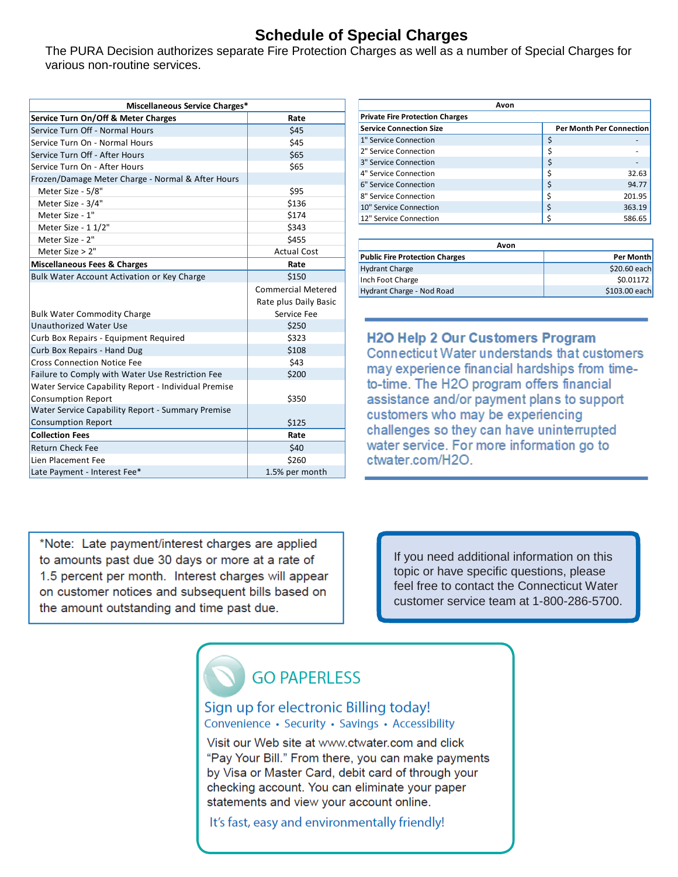# Schedule of Special Charges

The PURA Decision authorizes separate Fire Protection Charges as well as a number of Special Charges for various non-routine services.

| Miscellaneous Service Charges* | |
|---|---|
| **Service Turn On/Off & Meter Charges** | **Rate** |
| Service Turn Off - Normal Hours | $45 |
| Service Turn On - Normal Hours | $45 |
| Service Turn Off - After Hours | $65 |
| Service Turn On - After Hours | $65 |
| Frozen/Damage Meter Charge - Normal & After Hours | |
| Meter Size - 5/8" | $95 |
| Meter Size - 3/4" | $136 |
| Meter Size - 1" | $174 |
| Meter Size - 1 1/2" | $343 |
| Meter Size - 2" | $455 |
| Meter Size > 2" | Actual Cost |
| **Miscellaneous Fees & Charges** | **Rate** |
| Bulk Water Account Activation or Key Charge | $150 |
| Bulk Water Commodity Charge | Commercial Metered Rate plus Daily Basic Service Fee |
| Unauthorized Water Use | $250 |
| Curb Box Repairs - Equipment Required | $323 |
| Curb Box Repairs - Hand Dug | $108 |
| Cross Connection Notice Fee | $43 |
| Failure to Comply with Water Use Restriction Fee | $200 |
| Water Service Capability Report - Individual Premise Consumption Report | $350 |
| Water Service Capability Report - Summary Premise Consumption Report | $125 |
| **Collection Fees** | **Rate** |
| Return Check Fee | $40 |
| Lien Placement Fee | $260 |
| Late Payment - Interest Fee* | 1.5% per month |

| Avon | |
|---|---|
| **Private Fire Protection Charges** | |
| **Service Connection Size** | **Per Month Per Connection** |
| 1" Service Connection | $ - |
| 2" Service Connection | $ - |
| 3" Service Connection | $ - |
| 4" Service Connection | $ 32.63 |
| 6" Service Connection | $ 94.77 |
| 8" Service Connection | $ 201.95 |
| 10" Service Connection | $ 363.19 |
| 12" Service Connection | $ 586.65 |

| Avon | |
|---|---|
| **Public Fire Protection Charges** | **Per Month** |
| Hydrant Charge | $20.60 each |
| Inch Foot Charge | $0.01172 |
| Hydrant Charge - Nod Road | $103.00 each |

**H2O Help 2 Our Customers Program**

Connecticut Water understands that customers may experience financial hardships from time-to-time. The H2O program offers financial assistance and/or payment plans to support customers who may be experiencing challenges so they can have uninterrupted water service. For more information go to ctwater.com/H2O.

*Note: Late payment/interest charges are applied to amounts past due 30 days or more at a rate of 1.5 percent per month. Interest charges will appear on customer notices and subsequent bills based on the amount outstanding and time past due.

If you need additional information on this topic or have specific questions, please feel free to contact the Connecticut Water customer service team at 1-800-286-5700.

## GO PAPERLESS

Sign up for electronic Billing today!

Convenience • Security • Savings • Accessibility

Visit our Web site at www.ctwater.com and click "Pay Your Bill." From there, you can make payments by Visa or Master Card, debit card of through your checking account. You can eliminate your paper statements and view your account online.

It's fast, easy and environmentally friendly!